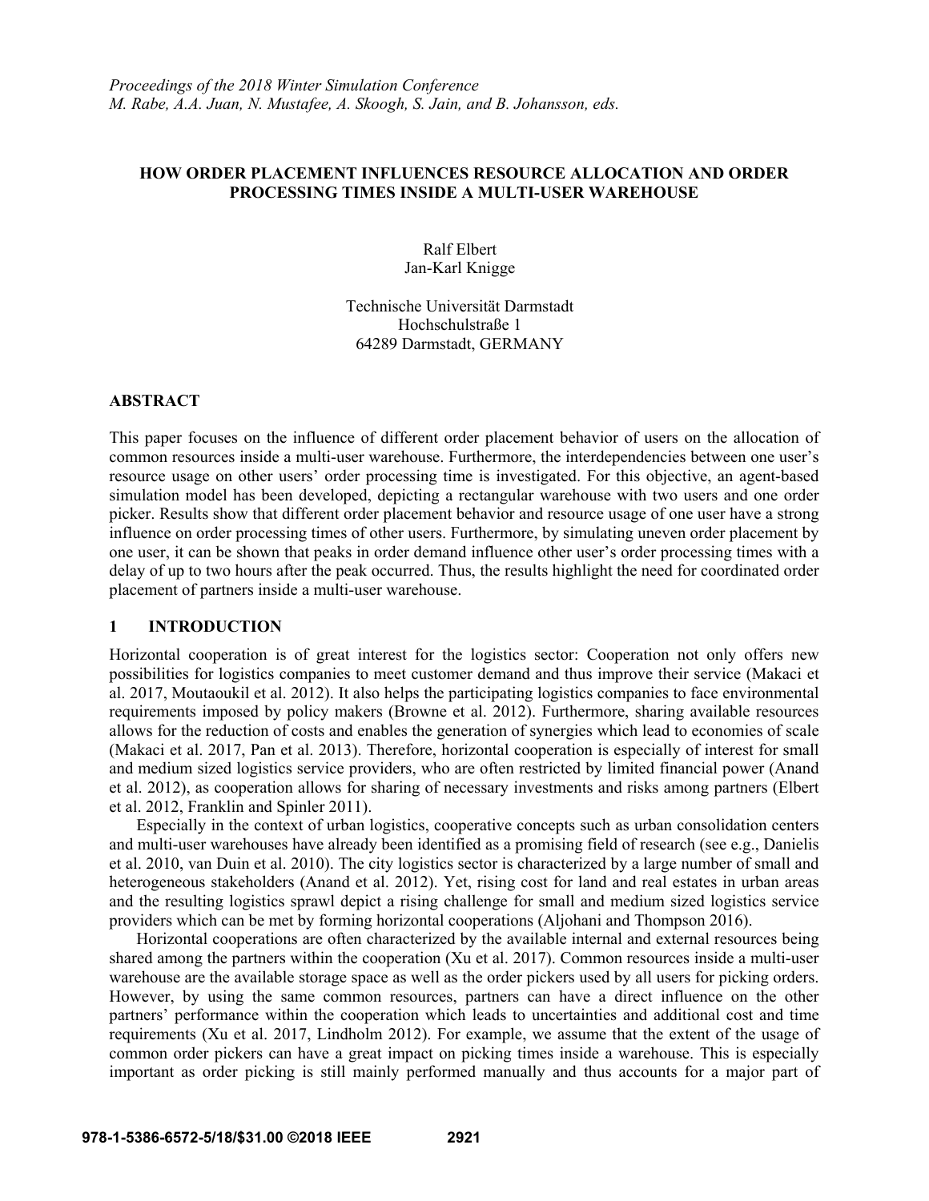*Proceedings of the 2018 Winter Simulation Conference*
*M. Rabe, A.A. Juan, N. Mustafee, A. Skoogh, S. Jain, and B. Johansson, eds.*

# HOW ORDER PLACEMENT INFLUENCES RESOURCE ALLOCATION AND ORDER PROCESSING TIMES INSIDE A MULTI-USER WAREHOUSE

Ralf Elbert
Jan-Karl Knigge

Technische Universität Darmstadt
Hochschulstraße 1
64289 Darmstadt, GERMANY

## ABSTRACT

This paper focuses on the influence of different order placement behavior of users on the allocation of common resources inside a multi-user warehouse. Furthermore, the interdependencies between one user's resource usage on other users' order processing time is investigated. For this objective, an agent-based simulation model has been developed, depicting a rectangular warehouse with two users and one order picker. Results show that different order placement behavior and resource usage of one user have a strong influence on order processing times of other users. Furthermore, by simulating uneven order placement by one user, it can be shown that peaks in order demand influence other user's order processing times with a delay of up to two hours after the peak occurred. Thus, the results highlight the need for coordinated order placement of partners inside a multi-user warehouse.

## 1 INTRODUCTION

Horizontal cooperation is of great interest for the logistics sector: Cooperation not only offers new possibilities for logistics companies to meet customer demand and thus improve their service (Makaci et al. 2017, Moutaoukil et al. 2012). It also helps the participating logistics companies to face environmental requirements imposed by policy makers (Browne et al. 2012). Furthermore, sharing available resources allows for the reduction of costs and enables the generation of synergies which lead to economies of scale (Makaci et al. 2017, Pan et al. 2013). Therefore, horizontal cooperation is especially of interest for small and medium sized logistics service providers, who are often restricted by limited financial power (Anand et al. 2012), as cooperation allows for sharing of necessary investments and risks among partners (Elbert et al. 2012, Franklin and Spinler 2011).

Especially in the context of urban logistics, cooperative concepts such as urban consolidation centers and multi-user warehouses have already been identified as a promising field of research (see e.g., Danielis et al. 2010, van Duin et al. 2010). The city logistics sector is characterized by a large number of small and heterogeneous stakeholders (Anand et al. 2012). Yet, rising cost for land and real estates in urban areas and the resulting logistics sprawl depict a rising challenge for small and medium sized logistics service providers which can be met by forming horizontal cooperations (Aljohani and Thompson 2016).

Horizontal cooperations are often characterized by the available internal and external resources being shared among the partners within the cooperation (Xu et al. 2017). Common resources inside a multi-user warehouse are the available storage space as well as the order pickers used by all users for picking orders. However, by using the same common resources, partners can have a direct influence on the other partners' performance within the cooperation which leads to uncertainties and additional cost and time requirements (Xu et al. 2017, Lindholm 2012). For example, we assume that the extent of the usage of common order pickers can have a great impact on picking times inside a warehouse. This is especially important as order picking is still mainly performed manually and thus accounts for a major part of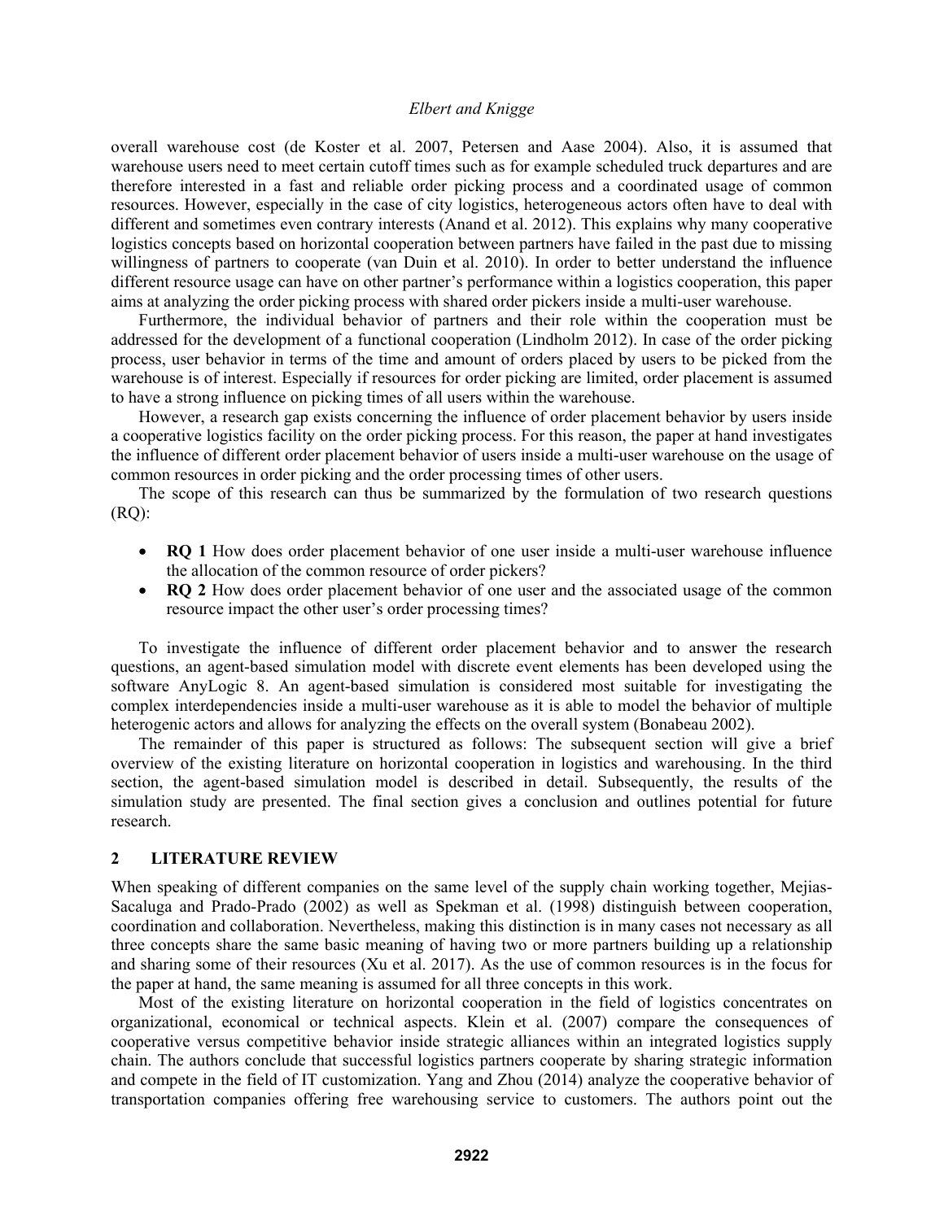overall warehouse cost (de Koster et al. 2007, Petersen and Aase 2004). Also, it is assumed that warehouse users need to meet certain cutoff times such as for example scheduled truck departures and are therefore interested in a fast and reliable order picking process and a coordinated usage of common resources. However, especially in the case of city logistics, heterogeneous actors often have to deal with different and sometimes even contrary interests (Anand et al. 2012). This explains why many cooperative logistics concepts based on horizontal cooperation between partners have failed in the past due to missing willingness of partners to cooperate (van Duin et al. 2010). In order to better understand the influence different resource usage can have on other partner's performance within a logistics cooperation, this paper aims at analyzing the order picking process with shared order pickers inside a multi-user warehouse.

Furthermore, the individual behavior of partners and their role within the cooperation must be addressed for the development of a functional cooperation (Lindholm 2012). In case of the order picking process, user behavior in terms of the time and amount of orders placed by users to be picked from the warehouse is of interest. Especially if resources for order picking are limited, order placement is assumed to have a strong influence on picking times of all users within the warehouse.

However, a research gap exists concerning the influence of order placement behavior by users inside a cooperative logistics facility on the order picking process. For this reason, the paper at hand investigates the influence of different order placement behavior of users inside a multi-user warehouse on the usage of common resources in order picking and the order processing times of other users.

The scope of this research can thus be summarized by the formulation of two research questions (RQ):

- **RQ 1** How does order placement behavior of one user inside a multi-user warehouse influence the allocation of the common resource of order pickers?
- **RQ 2** How does order placement behavior of one user and the associated usage of the common resource impact the other user's order processing times?

To investigate the influence of different order placement behavior and to answer the research questions, an agent-based simulation model with discrete event elements has been developed using the software AnyLogic 8. An agent-based simulation is considered most suitable for investigating the complex interdependencies inside a multi-user warehouse as it is able to model the behavior of multiple heterogenic actors and allows for analyzing the effects on the overall system (Bonabeau 2002).

The remainder of this paper is structured as follows: The subsequent section will give a brief overview of the existing literature on horizontal cooperation in logistics and warehousing. In the third section, the agent-based simulation model is described in detail. Subsequently, the results of the simulation study are presented. The final section gives a conclusion and outlines potential for future research.

## 2 LITERATURE REVIEW

When speaking of different companies on the same level of the supply chain working together, Mejias-Sacaluga and Prado-Prado (2002) as well as Spekman et al. (1998) distinguish between cooperation, coordination and collaboration. Nevertheless, making this distinction is in many cases not necessary as all three concepts share the same basic meaning of having two or more partners building up a relationship and sharing some of their resources (Xu et al. 2017). As the use of common resources is in the focus for the paper at hand, the same meaning is assumed for all three concepts in this work.

Most of the existing literature on horizontal cooperation in the field of logistics concentrates on organizational, economical or technical aspects. Klein et al. (2007) compare the consequences of cooperative versus competitive behavior inside strategic alliances within an integrated logistics supply chain. The authors conclude that successful logistics partners cooperate by sharing strategic information and compete in the field of IT customization. Yang and Zhou (2014) analyze the cooperative behavior of transportation companies offering free warehousing service to customers. The authors point out the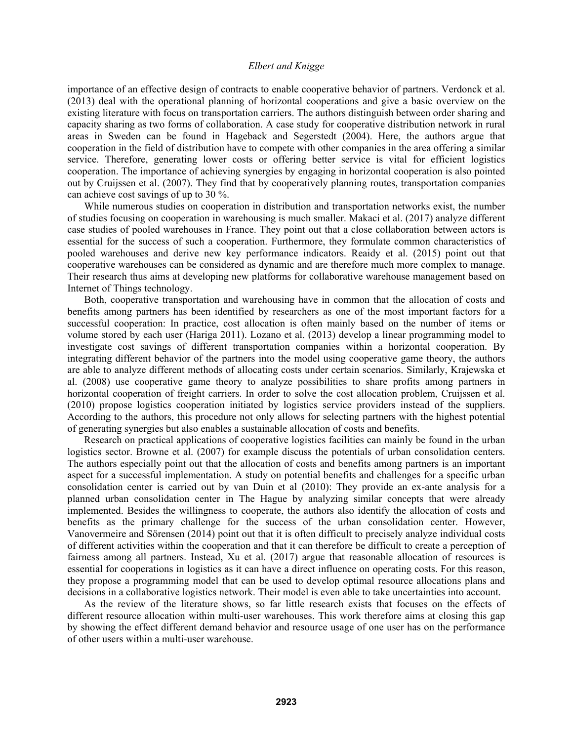importance of an effective design of contracts to enable cooperative behavior of partners. Verdonck et al. (2013) deal with the operational planning of horizontal cooperations and give a basic overview on the existing literature with focus on transportation carriers. The authors distinguish between order sharing and capacity sharing as two forms of collaboration. A case study for cooperative distribution network in rural areas in Sweden can be found in Hageback and Segerstedt (2004). Here, the authors argue that cooperation in the field of distribution have to compete with other companies in the area offering a similar service. Therefore, generating lower costs or offering better service is vital for efficient logistics cooperation. The importance of achieving synergies by engaging in horizontal cooperation is also pointed out by Cruijssen et al. (2007). They find that by cooperatively planning routes, transportation companies can achieve cost savings of up to 30 %.

While numerous studies on cooperation in distribution and transportation networks exist, the number of studies focusing on cooperation in warehousing is much smaller. Makaci et al. (2017) analyze different case studies of pooled warehouses in France. They point out that a close collaboration between actors is essential for the success of such a cooperation. Furthermore, they formulate common characteristics of pooled warehouses and derive new key performance indicators. Reaidy et al. (2015) point out that cooperative warehouses can be considered as dynamic and are therefore much more complex to manage. Their research thus aims at developing new platforms for collaborative warehouse management based on Internet of Things technology.

Both, cooperative transportation and warehousing have in common that the allocation of costs and benefits among partners has been identified by researchers as one of the most important factors for a successful cooperation: In practice, cost allocation is often mainly based on the number of items or volume stored by each user (Hariga 2011). Lozano et al. (2013) develop a linear programming model to investigate cost savings of different transportation companies within a horizontal cooperation. By integrating different behavior of the partners into the model using cooperative game theory, the authors are able to analyze different methods of allocating costs under certain scenarios. Similarly, Krajewska et al. (2008) use cooperative game theory to analyze possibilities to share profits among partners in horizontal cooperation of freight carriers. In order to solve the cost allocation problem, Cruijssen et al. (2010) propose logistics cooperation initiated by logistics service providers instead of the suppliers. According to the authors, this procedure not only allows for selecting partners with the highest potential of generating synergies but also enables a sustainable allocation of costs and benefits.

Research on practical applications of cooperative logistics facilities can mainly be found in the urban logistics sector. Browne et al. (2007) for example discuss the potentials of urban consolidation centers. The authors especially point out that the allocation of costs and benefits among partners is an important aspect for a successful implementation. A study on potential benefits and challenges for a specific urban consolidation center is carried out by van Duin et al (2010): They provide an ex-ante analysis for a planned urban consolidation center in The Hague by analyzing similar concepts that were already implemented. Besides the willingness to cooperate, the authors also identify the allocation of costs and benefits as the primary challenge for the success of the urban consolidation center. However, Vanovermeire and Sörensen (2014) point out that it is often difficult to precisely analyze individual costs of different activities within the cooperation and that it can therefore be difficult to create a perception of fairness among all partners. Instead, Xu et al. (2017) argue that reasonable allocation of resources is essential for cooperations in logistics as it can have a direct influence on operating costs. For this reason, they propose a programming model that can be used to develop optimal resource allocations plans and decisions in a collaborative logistics network. Their model is even able to take uncertainties into account.

As the review of the literature shows, so far little research exists that focuses on the effects of different resource allocation within multi-user warehouses. This work therefore aims at closing this gap by showing the effect different demand behavior and resource usage of one user has on the performance of other users within a multi-user warehouse.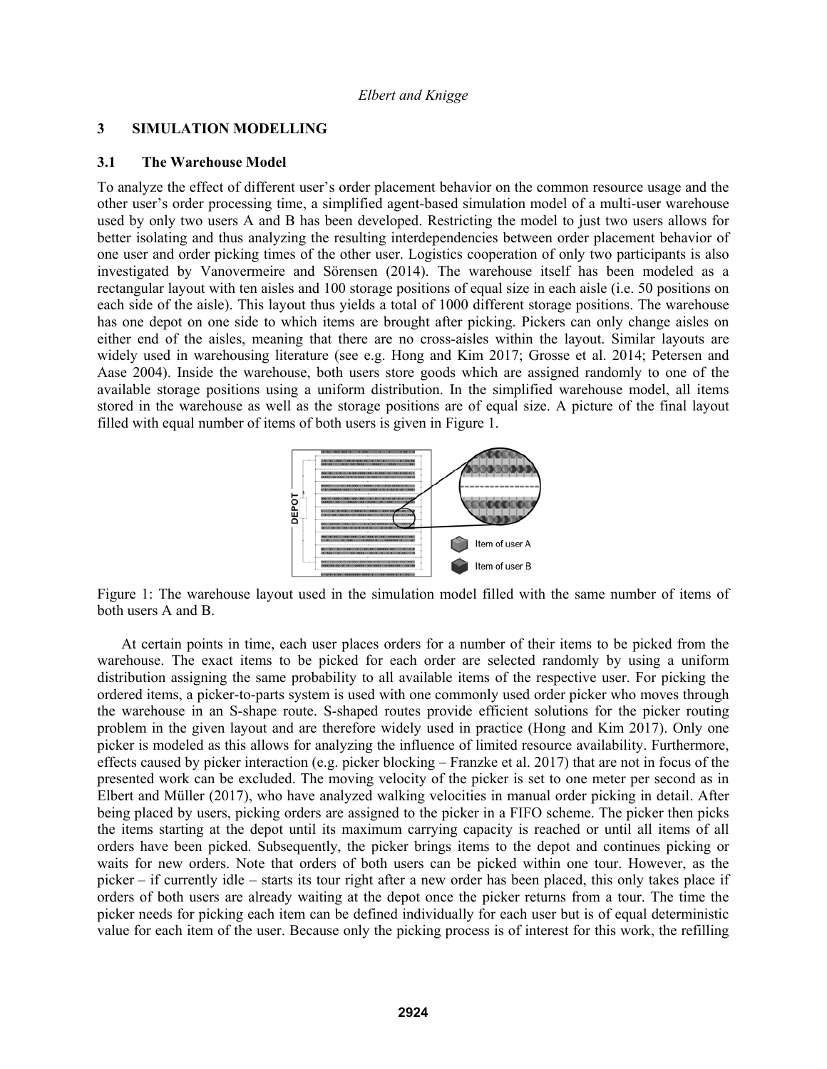## 3 SIMULATION MODELLING

### 3.1 The Warehouse Model

To analyze the effect of different user's order placement behavior on the common resource usage and the other user's order processing time, a simplified agent-based simulation model of a multi-user warehouse used by only two users A and B has been developed. Restricting the model to just two users allows for better isolating and thus analyzing the resulting interdependencies between order placement behavior of one user and order picking times of the other user. Logistics cooperation of only two participants is also investigated by Vanovermeire and Sörensen (2014). The warehouse itself has been modeled as a rectangular layout with ten aisles and 100 storage positions of equal size in each aisle (i.e. 50 positions on each side of the aisle). This layout thus yields a total of 1000 different storage positions. The warehouse has one depot on one side to which items are brought after picking. Pickers can only change aisles on either end of the aisles, meaning that there are no cross-aisles within the layout. Similar layouts are widely used in warehousing literature (see e.g. Hong and Kim 2017; Grosse et al. 2014; Petersen and Aase 2004). Inside the warehouse, both users store goods which are assigned randomly to one of the available storage positions using a uniform distribution. In the simplified warehouse model, all items stored in the warehouse as well as the storage positions are of equal size. A picture of the final layout filled with equal number of items of both users is given in Figure 1.

Figure 1: The warehouse layout used in the simulation model filled with the same number of items of both users A and B.

At certain points in time, each user places orders for a number of their items to be picked from the warehouse. The exact items to be picked for each order are selected randomly by using a uniform distribution assigning the same probability to all available items of the respective user. For picking the ordered items, a picker-to-parts system is used with one commonly used order picker who moves through the warehouse in an S-shape route. S-shaped routes provide efficient solutions for the picker routing problem in the given layout and are therefore widely used in practice (Hong and Kim 2017). Only one picker is modeled as this allows for analyzing the influence of limited resource availability. Furthermore, effects caused by picker interaction (e.g. picker blocking – Franzke et al. 2017) that are not in focus of the presented work can be excluded. The moving velocity of the picker is set to one meter per second as in Elbert and Müller (2017), who have analyzed walking velocities in manual order picking in detail. After being placed by users, picking orders are assigned to the picker in a FIFO scheme. The picker then picks the items starting at the depot until its maximum carrying capacity is reached or until all items of all orders have been picked. Subsequently, the picker brings items to the depot and continues picking or waits for new orders. Note that orders of both users can be picked within one tour. However, as the picker – if currently idle – starts its tour right after a new order has been placed, this only takes place if orders of both users are already waiting at the depot once the picker returns from a tour. The time the picker needs for picking each item can be defined individually for each user but is of equal deterministic value for each item of the user. Because only the picking process is of interest for this work, the refilling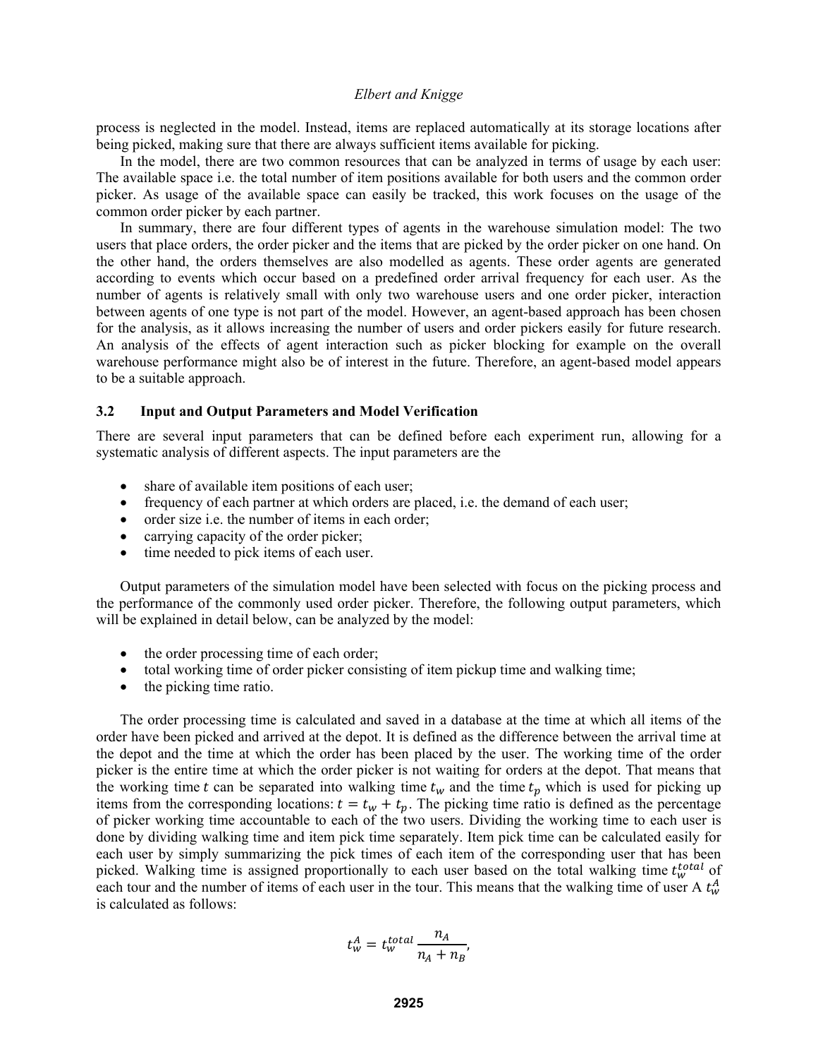process is neglected in the model. Instead, items are replaced automatically at its storage locations after being picked, making sure that there are always sufficient items available for picking.

In the model, there are two common resources that can be analyzed in terms of usage by each user: The available space i.e. the total number of item positions available for both users and the common order picker. As usage of the available space can easily be tracked, this work focuses on the usage of the common order picker by each partner.

In summary, there are four different types of agents in the warehouse simulation model: The two users that place orders, the order picker and the items that are picked by the order picker on one hand. On the other hand, the orders themselves are also modelled as agents. These order agents are generated according to events which occur based on a predefined order arrival frequency for each user. As the number of agents is relatively small with only two warehouse users and one order picker, interaction between agents of one type is not part of the model. However, an agent-based approach has been chosen for the analysis, as it allows increasing the number of users and order pickers easily for future research. An analysis of the effects of agent interaction such as picker blocking for example on the overall warehouse performance might also be of interest in the future. Therefore, an agent-based model appears to be a suitable approach.

### 3.2 Input and Output Parameters and Model Verification

There are several input parameters that can be defined before each experiment run, allowing for a systematic analysis of different aspects. The input parameters are the

- share of available item positions of each user;
- frequency of each partner at which orders are placed, i.e. the demand of each user;
- order size i.e. the number of items in each order;
- carrying capacity of the order picker;
- time needed to pick items of each user.

Output parameters of the simulation model have been selected with focus on the picking process and the performance of the commonly used order picker. Therefore, the following output parameters, which will be explained in detail below, can be analyzed by the model:

- the order processing time of each order;
- total working time of order picker consisting of item pickup time and walking time;
- the picking time ratio.

The order processing time is calculated and saved in a database at the time at which all items of the order have been picked and arrived at the depot. It is defined as the difference between the arrival time at the depot and the time at which the order has been placed by the user. The working time of the order picker is the entire time at which the order picker is not waiting for orders at the depot. That means that the working time $t$ can be separated into walking time $t_w$ and the time $t_p$ which is used for picking up items from the corresponding locations: $t = t_w + t_p$. The picking time ratio is defined as the percentage of picker working time accountable to each of the two users. Dividing the working time to each user is done by dividing walking time and item pick time separately. Item pick time can be calculated easily for each user by simply summarizing the pick times of each item of the corresponding user that has been picked. Walking time is assigned proportionally to each user based on the total walking time $t_w^{total}$ of each tour and the number of items of each user in the tour. This means that the walking time of user A $t_w^A$ is calculated as follows:

$$t_w^A = t_w^{total} \frac{n_A}{n_A + n_B},$$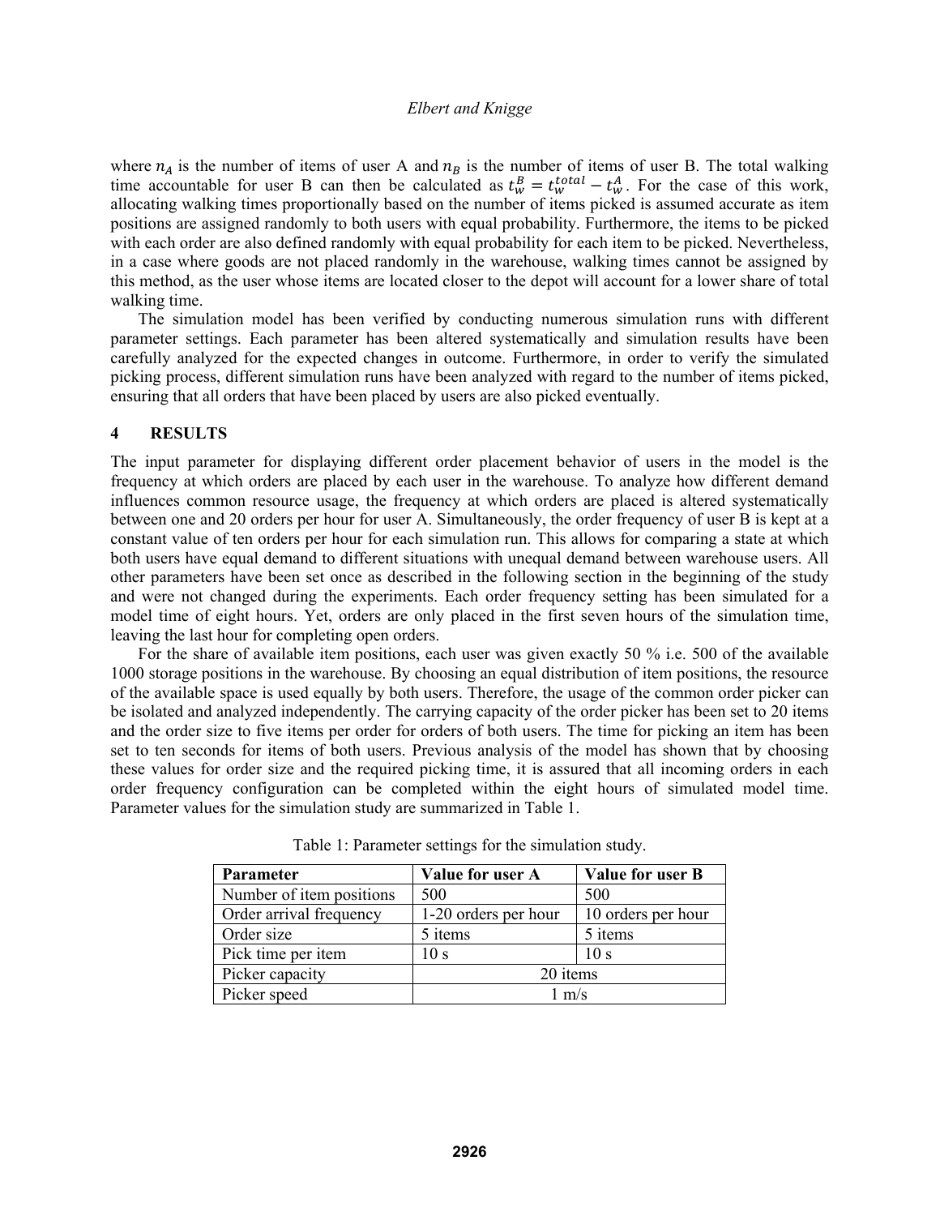where $n_A$ is the number of items of user A and $n_B$ is the number of items of user B. The total walking time accountable for user B can then be calculated as $t_w^B = t_w^{total} - t_w^A$. For the case of this work, allocating walking times proportionally based on the number of items picked is assumed accurate as item positions are assigned randomly to both users with equal probability. Furthermore, the items to be picked with each order are also defined randomly with equal probability for each item to be picked. Nevertheless, in a case where goods are not placed randomly in the warehouse, walking times cannot be assigned by this method, as the user whose items are located closer to the depot will account for a lower share of total walking time.

The simulation model has been verified by conducting numerous simulation runs with different parameter settings. Each parameter has been altered systematically and simulation results have been carefully analyzed for the expected changes in outcome. Furthermore, in order to verify the simulated picking process, different simulation runs have been analyzed with regard to the number of items picked, ensuring that all orders that have been placed by users are also picked eventually.

## 4 RESULTS

The input parameter for displaying different order placement behavior of users in the model is the frequency at which orders are placed by each user in the warehouse. To analyze how different demand influences common resource usage, the frequency at which orders are placed is altered systematically between one and 20 orders per hour for user A. Simultaneously, the order frequency of user B is kept at a constant value of ten orders per hour for each simulation run. This allows for comparing a state at which both users have equal demand to different situations with unequal demand between warehouse users. All other parameters have been set once as described in the following section in the beginning of the study and were not changed during the experiments. Each order frequency setting has been simulated for a model time of eight hours. Yet, orders are only placed in the first seven hours of the simulation time, leaving the last hour for completing open orders.

For the share of available item positions, each user was given exactly 50 % i.e. 500 of the available 1000 storage positions in the warehouse. By choosing an equal distribution of item positions, the resource of the available space is used equally by both users. Therefore, the usage of the common order picker can be isolated and analyzed independently. The carrying capacity of the order picker has been set to 20 items and the order size to five items per order for orders of both users. The time for picking an item has been set to ten seconds for items of both users. Previous analysis of the model has shown that by choosing these values for order size and the required picking time, it is assured that all incoming orders in each order frequency configuration can be completed within the eight hours of simulated model time. Parameter values for the simulation study are summarized in Table 1.

Table 1: Parameter settings for the simulation study.

| Parameter | Value for user A | Value for user B |
|---|---|---|
| Number of item positions | 500 | 500 |
| Order arrival frequency | 1-20 orders per hour | 10 orders per hour |
| Order size | 5 items | 5 items |
| Pick time per item | 10 s | 10 s |
| Picker capacity | 20 items | |
| Picker speed | 1 m/s | |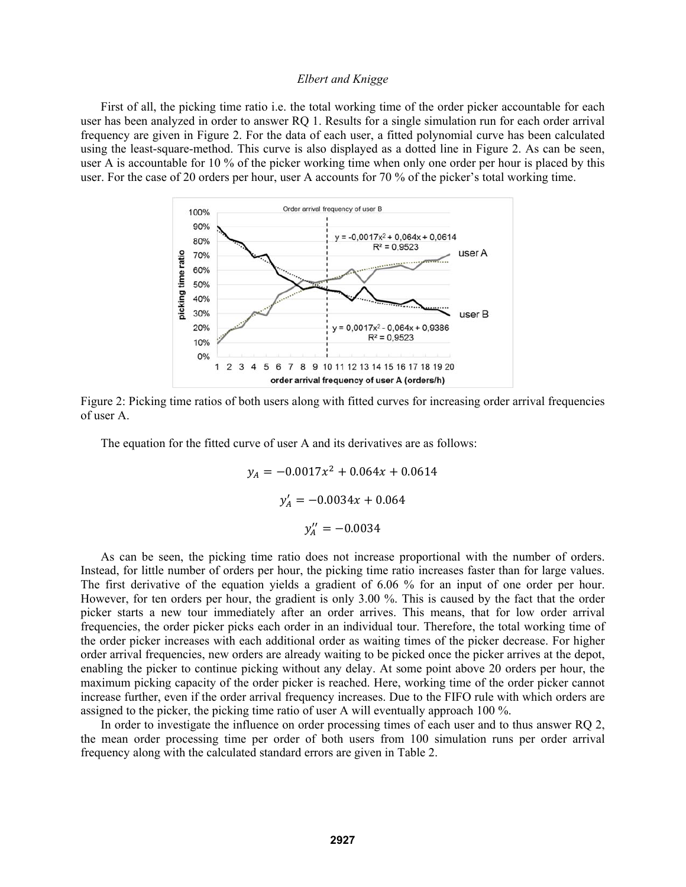First of all, the picking time ratio i.e. the total working time of the order picker accountable for each user has been analyzed in order to answer RQ 1. Results for a single simulation run for each order arrival frequency are given in Figure 2. For the data of each user, a fitted polynomial curve has been calculated using the least-square-method. This curve is also displayed as a dotted line in Figure 2. As can be seen, user A is accountable for 10 % of the picker working time when only one order per hour is placed by this user. For the case of 20 orders per hour, user A accounts for 70 % of the picker's total working time.

Figure 2: Picking time ratios of both users along with fitted curves for increasing order arrival frequencies of user A.

The equation for the fitted curve of user A and its derivatives are as follows:

$$y_A = -0.0017x^2 + 0.064x + 0.0614$$

$$y'_A = -0.0034x + 0.064$$

$$y''_A = -0.0034$$

As can be seen, the picking time ratio does not increase proportional with the number of orders. Instead, for little number of orders per hour, the picking time ratio increases faster than for large values. The first derivative of the equation yields a gradient of 6.06 % for an input of one order per hour. However, for ten orders per hour, the gradient is only 3.00 %. This is caused by the fact that the order picker starts a new tour immediately after an order arrives. This means, that for low order arrival frequencies, the order picker picks each order in an individual tour. Therefore, the total working time of the order picker increases with each additional order as waiting times of the picker decrease. For higher order arrival frequencies, new orders are already waiting to be picked once the picker arrives at the depot, enabling the picker to continue picking without any delay. At some point above 20 orders per hour, the maximum picking capacity of the order picker is reached. Here, working time of the order picker cannot increase further, even if the order arrival frequency increases. Due to the FIFO rule with which orders are assigned to the picker, the picking time ratio of user A will eventually approach 100 %.

In order to investigate the influence on order processing times of each user and to thus answer RQ 2, the mean order processing time per order of both users from 100 simulation runs per order arrival frequency along with the calculated standard errors are given in Table 2.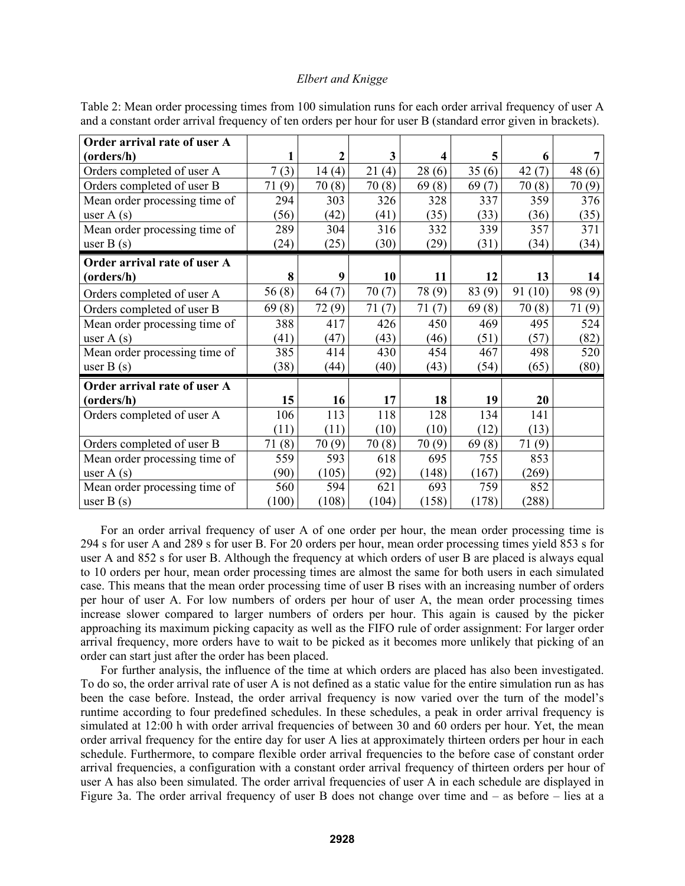Table 2: Mean order processing times from 100 simulation runs for each order arrival frequency of user A and a constant order arrival frequency of ten orders per hour for user B (standard error given in brackets).

| **Order arrival rate of user A (orders/h)** | **1** | **2** | **3** | **4** | **5** | **6** | **7** |
|---|---|---|---|---|---|---|---|
| Orders completed of user A | 7 (3) | 14 (4) | 21 (4) | 28 (6) | 35 (6) | 42 (7) | 48 (6) |
| Orders completed of user B | 71 (9) | 70 (8) | 70 (8) | 69 (8) | 69 (7) | 70 (8) | 70 (9) |
| Mean order processing time of user A (s) | 294 (56) | 303 (42) | 326 (41) | 328 (35) | 337 (33) | 359 (36) | 376 (35) |
| Mean order processing time of user B (s) | 289 (24) | 304 (25) | 316 (30) | 332 (29) | 339 (31) | 357 (34) | 371 (34) |
| **Order arrival rate of user A (orders/h)** | **8** | **9** | **10** | **11** | **12** | **13** | **14** |
| Orders completed of user A | 56 (8) | 64 (7) | 70 (7) | 78 (9) | 83 (9) | 91 (10) | 98 (9) |
| Orders completed of user B | 69 (8) | 72 (9) | 71 (7) | 71 (7) | 69 (8) | 70 (8) | 71 (9) |
| Mean order processing time of user A (s) | 388 (41) | 417 (47) | 426 (43) | 450 (46) | 469 (51) | 495 (57) | 524 (82) |
| Mean order processing time of user B (s) | 385 (38) | 414 (44) | 430 (40) | 454 (43) | 467 (54) | 498 (65) | 520 (80) |
| **Order arrival rate of user A (orders/h)** | **15** | **16** | **17** | **18** | **19** | **20** | |
| Orders completed of user A | 106 (11) | 113 (11) | 118 (10) | 128 (10) | 134 (12) | 141 (13) | |
| Orders completed of user B | 71 (8) | 70 (9) | 70 (8) | 70 (9) | 69 (8) | 71 (9) | |
| Mean order processing time of user A (s) | 559 (90) | 593 (105) | 618 (92) | 695 (148) | 755 (167) | 853 (269) | |
| Mean order processing time of user B (s) | 560 (100) | 594 (108) | 621 (104) | 693 (158) | 759 (178) | 852 (288) | |

For an order arrival frequency of user A of one order per hour, the mean order processing time is 294 s for user A and 289 s for user B. For 20 orders per hour, mean order processing times yield 853 s for user A and 852 s for user B. Although the frequency at which orders of user B are placed is always equal to 10 orders per hour, mean order processing times are almost the same for both users in each simulated case. This means that the mean order processing time of user B rises with an increasing number of orders per hour of user A. For low numbers of orders per hour of user A, the mean order processing times increase slower compared to larger numbers of orders per hour. This again is caused by the picker approaching its maximum picking capacity as well as the FIFO rule of order assignment: For larger order arrival frequency, more orders have to wait to be picked as it becomes more unlikely that picking of an order can start just after the order has been placed.

For further analysis, the influence of the time at which orders are placed has also been investigated. To do so, the order arrival rate of user A is not defined as a static value for the entire simulation run as has been the case before. Instead, the order arrival frequency is now varied over the turn of the model's runtime according to four predefined schedules. In these schedules, a peak in order arrival frequency is simulated at 12:00 h with order arrival frequencies of between 30 and 60 orders per hour. Yet, the mean order arrival frequency for the entire day for user A lies at approximately thirteen orders per hour in each schedule. Furthermore, to compare flexible order arrival frequencies to the before case of constant order arrival frequencies, a configuration with a constant order arrival frequency of thirteen orders per hour of user A has also been simulated. The order arrival frequencies of user A in each schedule are displayed in Figure 3a. The order arrival frequency of user B does not change over time and – as before – lies at a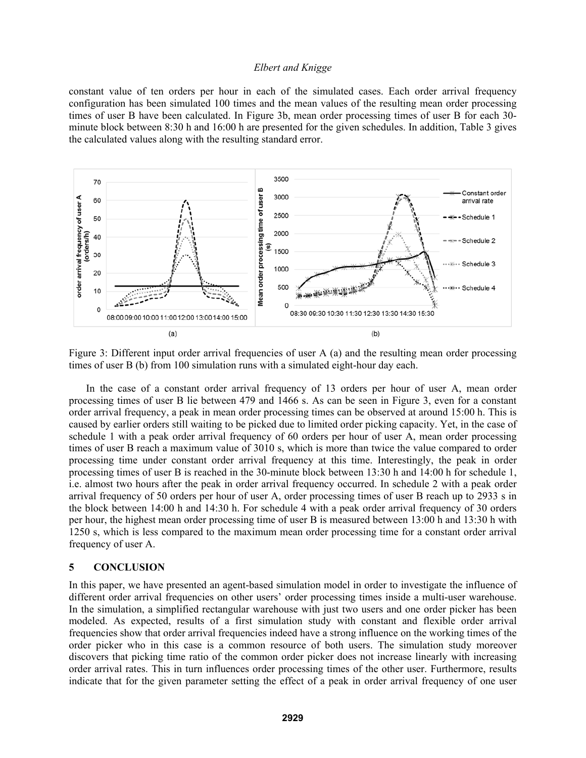constant value of ten orders per hour in each of the simulated cases. Each order arrival frequency configuration has been simulated 100 times and the mean values of the resulting mean order processing times of user B have been calculated. In Figure 3b, mean order processing times of user B for each 30-minute block between 8:30 h and 16:00 h are presented for the given schedules. In addition, Table 3 gives the calculated values along with the resulting standard error.

Figure 3: Different input order arrival frequencies of user A (a) and the resulting mean order processing times of user B (b) from 100 simulation runs with a simulated eight-hour day each.

In the case of a constant order arrival frequency of 13 orders per hour of user A, mean order processing times of user B lie between 479 and 1466 s. As can be seen in Figure 3, even for a constant order arrival frequency, a peak in mean order processing times can be observed at around 15:00 h. This is caused by earlier orders still waiting to be picked due to limited order picking capacity. Yet, in the case of schedule 1 with a peak order arrival frequency of 60 orders per hour of user A, mean order processing times of user B reach a maximum value of 3010 s, which is more than twice the value compared to order processing time under constant order arrival frequency at this time. Interestingly, the peak in order processing times of user B is reached in the 30-minute block between 13:30 h and 14:00 h for schedule 1, i.e. almost two hours after the peak in order arrival frequency occurred. In schedule 2 with a peak order arrival frequency of 50 orders per hour of user A, order processing times of user B reach up to 2933 s in the block between 14:00 h and 14:30 h. For schedule 4 with a peak order arrival frequency of 30 orders per hour, the highest mean order processing time of user B is measured between 13:00 h and 13:30 h with 1250 s, which is less compared to the maximum mean order processing time for a constant order arrival frequency of user A.

## 5 CONCLUSION

In this paper, we have presented an agent-based simulation model in order to investigate the influence of different order arrival frequencies on other users' order processing times inside a multi-user warehouse. In the simulation, a simplified rectangular warehouse with just two users and one order picker has been modeled. As expected, results of a first simulation study with constant and flexible order arrival frequencies show that order arrival frequencies indeed have a strong influence on the working times of the order picker who in this case is a common resource of both users. The simulation study moreover discovers that picking time ratio of the common order picker does not increase linearly with increasing order arrival rates. This in turn influences order processing times of the other user. Furthermore, results indicate that for the given parameter setting the effect of a peak in order arrival frequency of one user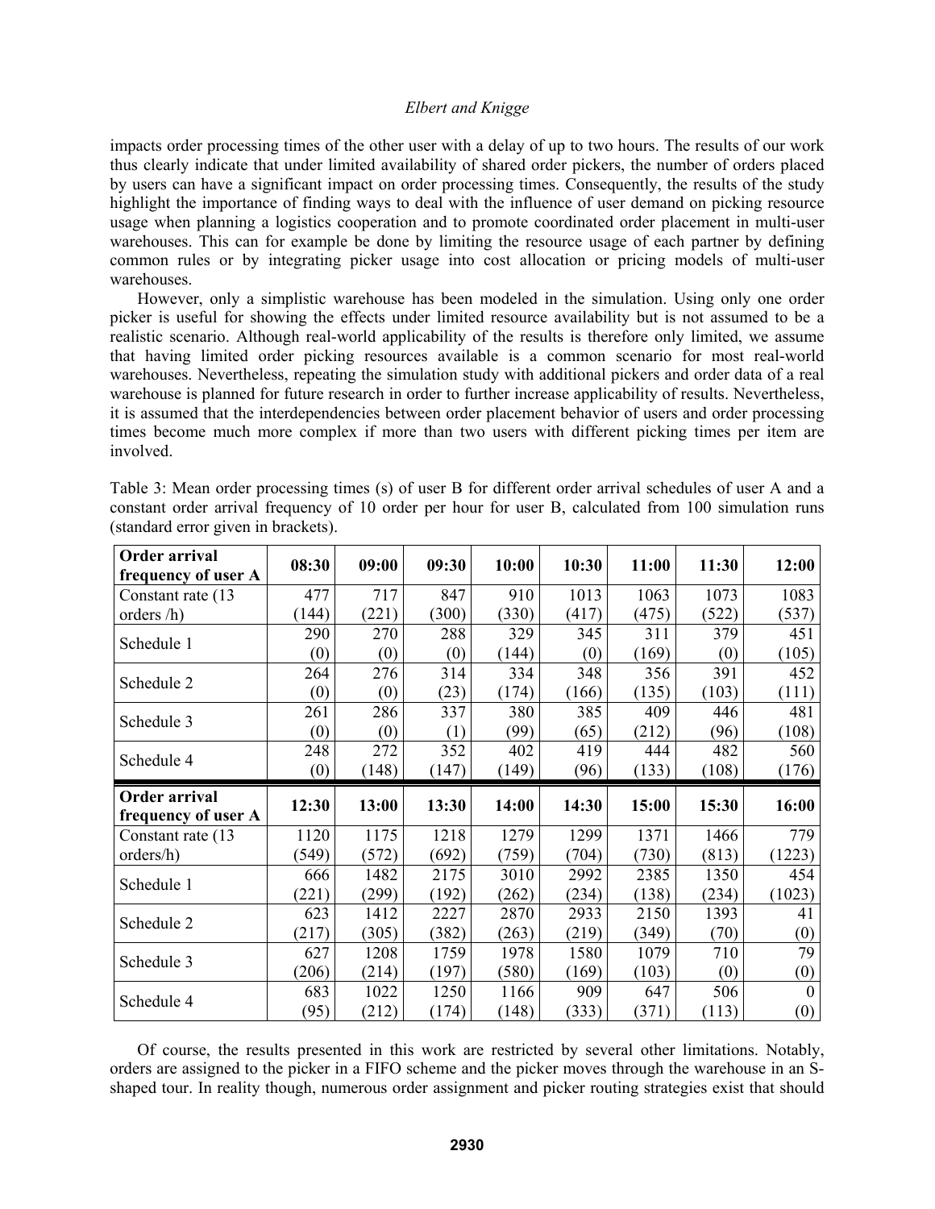impacts order processing times of the other user with a delay of up to two hours. The results of our work thus clearly indicate that under limited availability of shared order pickers, the number of orders placed by users can have a significant impact on order processing times. Consequently, the results of the study highlight the importance of finding ways to deal with the influence of user demand on picking resource usage when planning a logistics cooperation and to promote coordinated order placement in multi-user warehouses. This can for example be done by limiting the resource usage of each partner by defining common rules or by integrating picker usage into cost allocation or pricing models of multi-user warehouses.

However, only a simplistic warehouse has been modeled in the simulation. Using only one order picker is useful for showing the effects under limited resource availability but is not assumed to be a realistic scenario. Although real-world applicability of the results is therefore only limited, we assume that having limited order picking resources available is a common scenario for most real-world warehouses. Nevertheless, repeating the simulation study with additional pickers and order data of a real warehouse is planned for future research in order to further increase applicability of results. Nevertheless, it is assumed that the interdependencies between order placement behavior of users and order processing times become much more complex if more than two users with different picking times per item are involved.

Table 3: Mean order processing times (s) of user B for different order arrival schedules of user A and a constant order arrival frequency of 10 order per hour for user B, calculated from 100 simulation runs (standard error given in brackets).

| Order arrival frequency of user A | 08:30 | 09:00 | 09:30 | 10:00 | 10:30 | 11:00 | 11:30 | 12:00 |
|---|---|---|---|---|---|---|---|---|
| Constant rate (13 orders /h) | 477 (144) | 717 (221) | 847 (300) | 910 (330) | 1013 (417) | 1063 (475) | 1073 (522) | 1083 (537) |
| Schedule 1 | 290 (0) | 270 (0) | 288 (0) | 329 (144) | 345 (0) | 311 (169) | 379 (0) | 451 (105) |
| Schedule 2 | 264 (0) | 276 (0) | 314 (23) | 334 (174) | 348 (166) | 356 (135) | 391 (103) | 452 (111) |
| Schedule 3 | 261 (0) | 286 (0) | 337 (1) | 380 (99) | 385 (65) | 409 (212) | 446 (96) | 481 (108) |
| Schedule 4 | 248 (0) | 272 (148) | 352 (147) | 402 (149) | 419 (96) | 444 (133) | 482 (108) | 560 (176) |
| **Order arrival frequency of user A** | **12:30** | **13:00** | **13:30** | **14:00** | **14:30** | **15:00** | **15:30** | **16:00** |
| Constant rate (13 orders/h) | 1120 (549) | 1175 (572) | 1218 (692) | 1279 (759) | 1299 (704) | 1371 (730) | 1466 (813) | 779 (1223) |
| Schedule 1 | 666 (221) | 1482 (299) | 2175 (192) | 3010 (262) | 2992 (234) | 2385 (138) | 1350 (234) | 454 (1023) |
| Schedule 2 | 623 (217) | 1412 (305) | 2227 (382) | 2870 (263) | 2933 (219) | 2150 (349) | 1393 (70) | 41 (0) |
| Schedule 3 | 627 (206) | 1208 (214) | 1759 (197) | 1978 (580) | 1580 (169) | 1079 (103) | 710 (0) | 79 (0) |
| Schedule 4 | 683 (95) | 1022 (212) | 1250 (174) | 1166 (148) | 909 (333) | 647 (371) | 506 (113) | 0 (0) |

Of course, the results presented in this work are restricted by several other limitations. Notably, orders are assigned to the picker in a FIFO scheme and the picker moves through the warehouse in an S-shaped tour. In reality though, numerous order assignment and picker routing strategies exist that should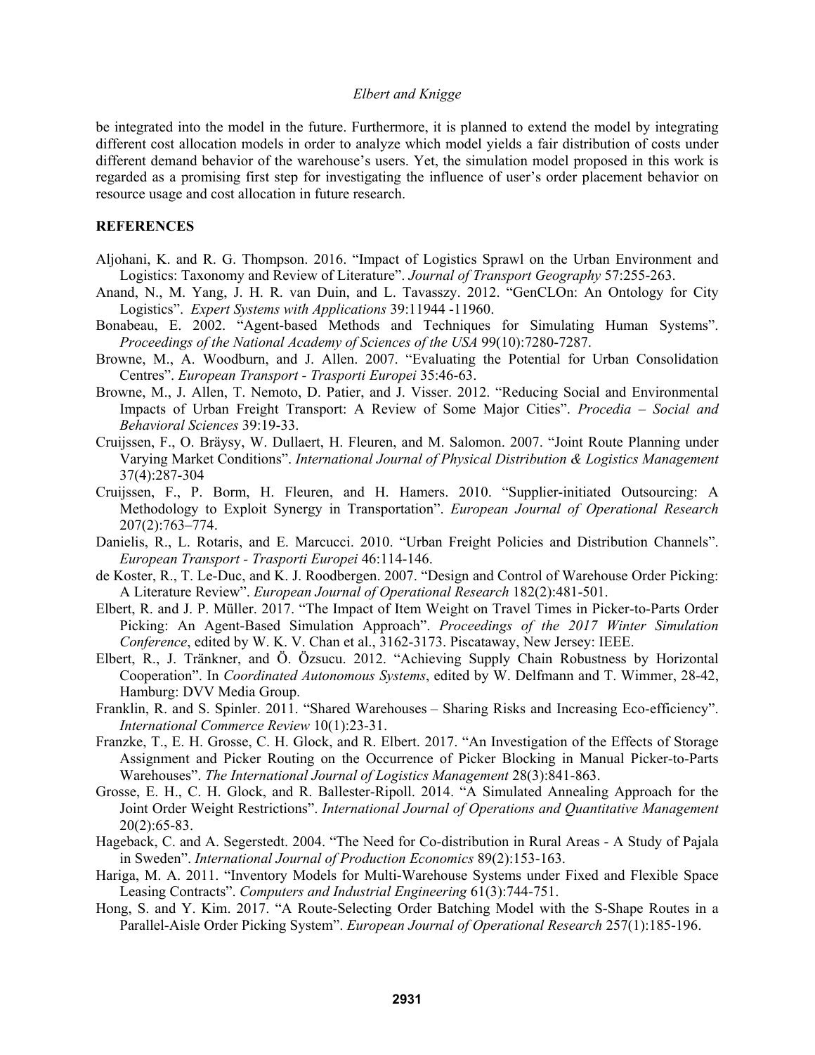be integrated into the model in the future. Furthermore, it is planned to extend the model by integrating different cost allocation models in order to analyze which model yields a fair distribution of costs under different demand behavior of the warehouse's users. Yet, the simulation model proposed in this work is regarded as a promising first step for investigating the influence of user's order placement behavior on resource usage and cost allocation in future research.

## REFERENCES

Aljohani, K. and R. G. Thompson. 2016. "Impact of Logistics Sprawl on the Urban Environment and Logistics: Taxonomy and Review of Literature". *Journal of Transport Geography* 57:255-263.

Anand, N., M. Yang, J. H. R. van Duin, and L. Tavasszy. 2012. "GenCLOn: An Ontology for City Logistics". *Expert Systems with Applications* 39:11944 -11960.

Bonabeau, E. 2002. "Agent-based Methods and Techniques for Simulating Human Systems". *Proceedings of the National Academy of Sciences of the USA* 99(10):7280-7287.

Browne, M., A. Woodburn, and J. Allen. 2007. "Evaluating the Potential for Urban Consolidation Centres". *European Transport - Trasporti Europei* 35:46-63.

Browne, M., J. Allen, T. Nemoto, D. Patier, and J. Visser. 2012. "Reducing Social and Environmental Impacts of Urban Freight Transport: A Review of Some Major Cities". *Procedia – Social and Behavioral Sciences* 39:19-33.

Cruijssen, F., O. Bräysy, W. Dullaert, H. Fleuren, and M. Salomon. 2007. "Joint Route Planning under Varying Market Conditions". *International Journal of Physical Distribution & Logistics Management* 37(4):287-304

Cruijssen, F., P. Borm, H. Fleuren, and H. Hamers. 2010. "Supplier-initiated Outsourcing: A Methodology to Exploit Synergy in Transportation". *European Journal of Operational Research* 207(2):763–774.

Danielis, R., L. Rotaris, and E. Marcucci. 2010. "Urban Freight Policies and Distribution Channels". *European Transport - Trasporti Europei* 46:114-146.

de Koster, R., T. Le-Duc, and K. J. Roodbergen. 2007. "Design and Control of Warehouse Order Picking: A Literature Review". *European Journal of Operational Research* 182(2):481-501.

Elbert, R. and J. P. Müller. 2017. "The Impact of Item Weight on Travel Times in Picker-to-Parts Order Picking: An Agent-Based Simulation Approach". *Proceedings of the 2017 Winter Simulation Conference*, edited by W. K. V. Chan et al., 3162-3173. Piscataway, New Jersey: IEEE.

Elbert, R., J. Tränkner, and Ö. Özsucu. 2012. "Achieving Supply Chain Robustness by Horizontal Cooperation". In *Coordinated Autonomous Systems*, edited by W. Delfmann and T. Wimmer, 28-42, Hamburg: DVV Media Group.

Franklin, R. and S. Spinler. 2011. "Shared Warehouses – Sharing Risks and Increasing Eco-efficiency". *International Commerce Review* 10(1):23-31.

Franzke, T., E. H. Grosse, C. H. Glock, and R. Elbert. 2017. "An Investigation of the Effects of Storage Assignment and Picker Routing on the Occurrence of Picker Blocking in Manual Picker-to-Parts Warehouses". *The International Journal of Logistics Management* 28(3):841-863.

Grosse, E. H., C. H. Glock, and R. Ballester-Ripoll. 2014. "A Simulated Annealing Approach for the Joint Order Weight Restrictions". *International Journal of Operations and Quantitative Management* 20(2):65-83.

Hageback, C. and A. Segerstedt. 2004. "The Need for Co-distribution in Rural Areas - A Study of Pajala in Sweden". *International Journal of Production Economics* 89(2):153-163.

Hariga, M. A. 2011. "Inventory Models for Multi-Warehouse Systems under Fixed and Flexible Space Leasing Contracts". *Computers and Industrial Engineering* 61(3):744-751.

Hong, S. and Y. Kim. 2017. "A Route-Selecting Order Batching Model with the S-Shape Routes in a Parallel-Aisle Order Picking System". *European Journal of Operational Research* 257(1):185-196.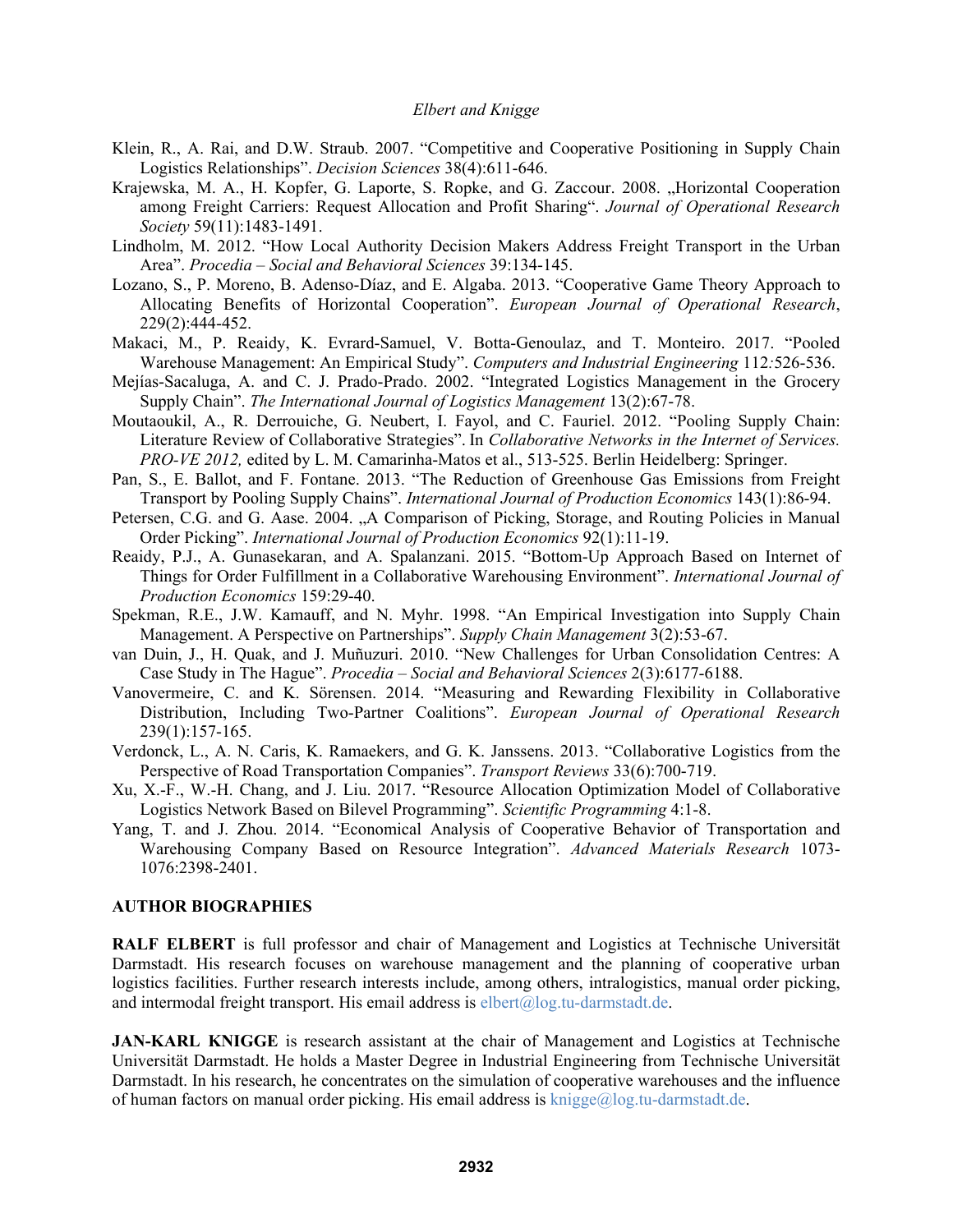Klein, R., A. Rai, and D.W. Straub. 2007. "Competitive and Cooperative Positioning in Supply Chain Logistics Relationships". *Decision Sciences* 38(4):611-646.

Krajewska, M. A., H. Kopfer, G. Laporte, S. Ropke, and G. Zaccour. 2008. „Horizontal Cooperation among Freight Carriers: Request Allocation and Profit Sharing". *Journal of Operational Research Society* 59(11):1483-1491.

Lindholm, M. 2012. "How Local Authority Decision Makers Address Freight Transport in the Urban Area". *Procedia – Social and Behavioral Sciences* 39:134-145.

Lozano, S., P. Moreno, B. Adenso-Díaz, and E. Algaba. 2013. "Cooperative Game Theory Approach to Allocating Benefits of Horizontal Cooperation". *European Journal of Operational Research*, 229(2):444-452.

Makaci, M., P. Reaidy, K. Evrard-Samuel, V. Botta-Genoulaz, and T. Monteiro. 2017. "Pooled Warehouse Management: An Empirical Study". *Computers and Industrial Engineering* 112*:*526-536.

Mejías-Sacaluga, A. and C. J. Prado-Prado. 2002. "Integrated Logistics Management in the Grocery Supply Chain". *The International Journal of Logistics Management* 13(2):67-78.

Moutaoukil, A., R. Derrouiche, G. Neubert, I. Fayol, and C. Fauriel. 2012. "Pooling Supply Chain: Literature Review of Collaborative Strategies". In *Collaborative Networks in the Internet of Services. PRO-VE 2012,* edited by L. M. Camarinha-Matos et al., 513-525. Berlin Heidelberg: Springer.

Pan, S., E. Ballot, and F. Fontane. 2013. "The Reduction of Greenhouse Gas Emissions from Freight Transport by Pooling Supply Chains". *International Journal of Production Economics* 143(1):86-94.

Petersen, C.G. and G. Aase. 2004. „A Comparison of Picking, Storage, and Routing Policies in Manual Order Picking". *International Journal of Production Economics* 92(1):11-19.

Reaidy, P.J., A. Gunasekaran, and A. Spalanzani. 2015. "Bottom-Up Approach Based on Internet of Things for Order Fulfillment in a Collaborative Warehousing Environment". *International Journal of Production Economics* 159:29-40.

Spekman, R.E., J.W. Kamauff, and N. Myhr. 1998. "An Empirical Investigation into Supply Chain Management. A Perspective on Partnerships". *Supply Chain Management* 3(2):53-67.

van Duin, J., H. Quak, and J. Muñuzuri. 2010. "New Challenges for Urban Consolidation Centres: A Case Study in The Hague". *Procedia – Social and Behavioral Sciences* 2(3):6177-6188.

Vanovermeire, C. and K. Sörensen. 2014. "Measuring and Rewarding Flexibility in Collaborative Distribution, Including Two-Partner Coalitions". *European Journal of Operational Research* 239(1):157-165.

Verdonck, L., A. N. Caris, K. Ramaekers, and G. K. Janssens. 2013. "Collaborative Logistics from the Perspective of Road Transportation Companies". *Transport Reviews* 33(6):700-719.

Xu, X.-F., W.-H. Chang, and J. Liu. 2017. "Resource Allocation Optimization Model of Collaborative Logistics Network Based on Bilevel Programming". *Scientific Programming* 4:1-8.

Yang, T. and J. Zhou. 2014. "Economical Analysis of Cooperative Behavior of Transportation and Warehousing Company Based on Resource Integration". *Advanced Materials Research* 1073-1076:2398-2401.

## AUTHOR BIOGRAPHIES

**RALF ELBERT** is full professor and chair of Management and Logistics at Technische Universität Darmstadt. His research focuses on warehouse management and the planning of cooperative urban logistics facilities. Further research interests include, among others, intralogistics, manual order picking, and intermodal freight transport. His email address is elbert@log.tu-darmstadt.de.

**JAN-KARL KNIGGE** is research assistant at the chair of Management and Logistics at Technische Universität Darmstadt. He holds a Master Degree in Industrial Engineering from Technische Universität Darmstadt. In his research, he concentrates on the simulation of cooperative warehouses and the influence of human factors on manual order picking. His email address is knigge@log.tu-darmstadt.de.